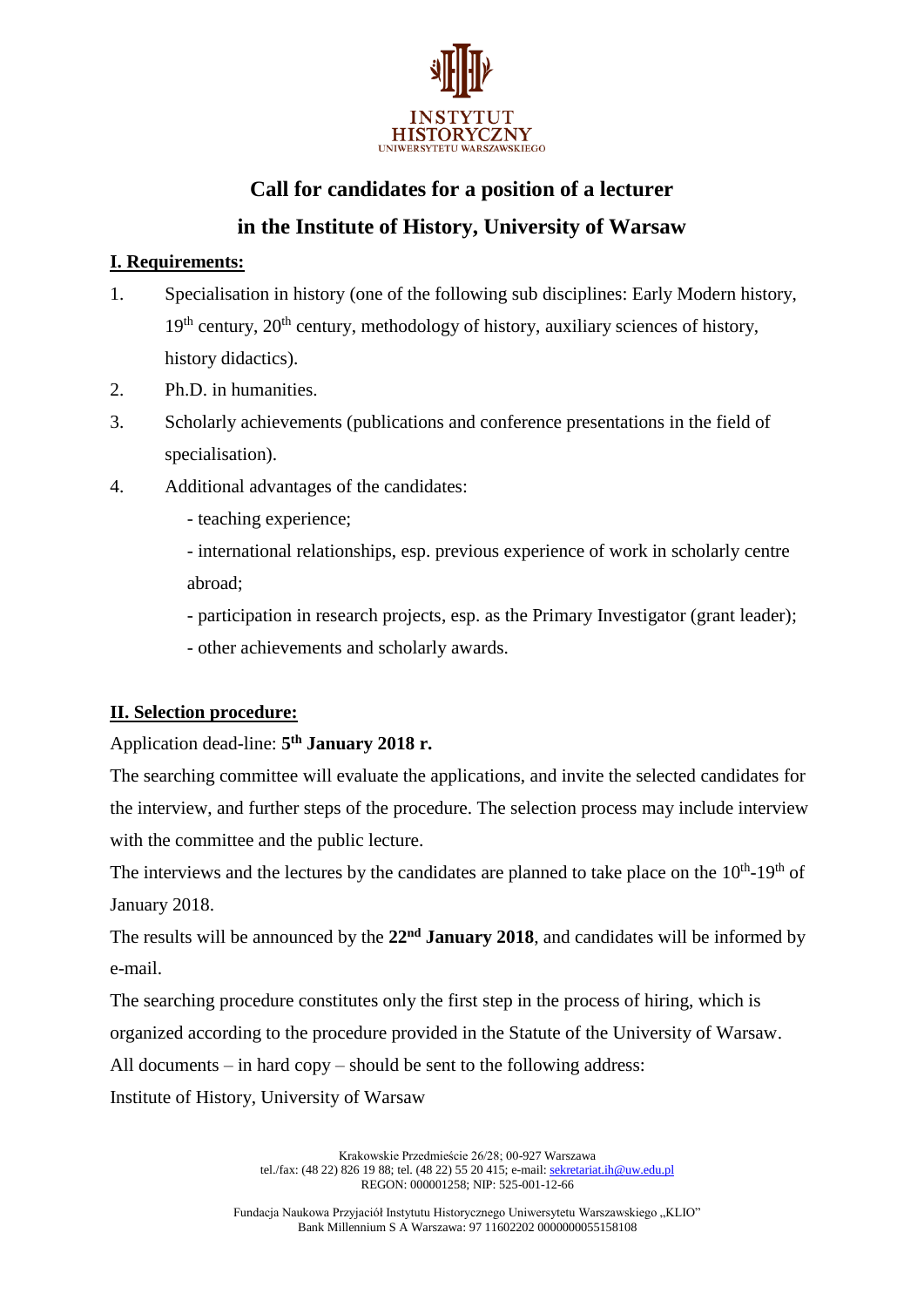# Call for candidates for a position of a lecturer in the Institute of History, University of Warsaw

## I. Requirements:

1. Specialisation in history (one of the following sub disciplines: Early Modern history, 19th century, 20th century, methodology of history, auxiliary sciences of history, history didactics).
2. Ph.D. in humanities.
3. Scholarly achievements (publications and conference presentations in the field of specialisation).
4. Additional advantages of the candidates:
   - teaching experience;
   - international relationships, esp. previous experience of work in scholarly centre abroad;
   - participation in research projects, esp. as the Primary Investigator (grant leader);
   - other achievements and scholarly awards.

## II. Selection procedure:

Application dead-line: **5th January 2018 r.**

The searching committee will evaluate the applications, and invite the selected candidates for the interview, and further steps of the procedure. The selection process may include interview with the committee and the public lecture.

The interviews and the lectures by the candidates are planned to take place on the 10th-19th of January 2018.

The results will be announced by the **22nd January 2018**, and candidates will be informed by e-mail.

The searching procedure constitutes only the first step in the process of hiring, which is organized according to the procedure provided in the Statute of the University of Warsaw.

All documents – in hard copy – should be sent to the following address:

Institute of History, University of Warsaw

Krakowskie Przedmieście 26/28; 00-927 Warszawa
tel./fax: (48 22) 826 19 88; tel. (48 22) 55 20 415; e-mail: sekretariat.ih@uw.edu.pl
REGON: 000001258; NIP: 525-001-12-66

Fundacja Naukowa Przyjaciół Instytutu Historycznego Uniwersytetu Warszawskiego „KLIO"
Bank Millennium S A Warszawa: 97 11602202 0000000055158108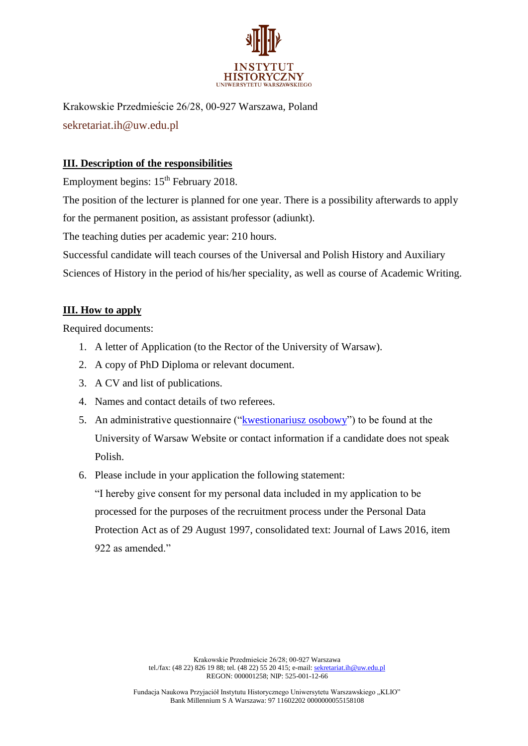INSTYTUT HISTORYCZNY UNIWERSYTETU WARSZAWSKIEGO

Krakowskie Przedmieście 26/28, 00-927 Warszawa, Poland

sekretariat.ih@uw.edu.pl

## III. Description of the responsibilities

Employment begins: 15th February 2018.

The position of the lecturer is planned for one year. There is a possibility afterwards to apply for the permanent position, as assistant professor (adiunkt).

The teaching duties per academic year: 210 hours.

Successful candidate will teach courses of the Universal and Polish History and Auxiliary Sciences of History in the period of his/her speciality, as well as course of Academic Writing.

## III. How to apply

Required documents:

1. A letter of Application (to the Rector of the University of Warsaw).
2. A copy of PhD Diploma or relevant document.
3. A CV and list of publications.
4. Names and contact details of two referees.
5. An administrative questionnaire ("kwestionariusz osobowy") to be found at the University of Warsaw Website or contact information if a candidate does not speak Polish.
6. Please include in your application the following statement:
   "I hereby give consent for my personal data included in my application to be processed for the purposes of the recruitment process under the Personal Data Protection Act as of 29 August 1997, consolidated text: Journal of Laws 2016, item 922 as amended."

Krakowskie Przedmieście 26/28; 00-927 Warszawa
tel./fax: (48 22) 826 19 88; tel. (48 22) 55 20 415; e-mail: sekretariat.ih@uw.edu.pl
REGON: 000001258; NIP: 525-001-12-66

Fundacja Naukowa Przyjaciół Instytutu Historycznego Uniwersytetu Warszawskiego „KLIO"
Bank Millennium S A Warszawa: 97 11602202 0000000055158108